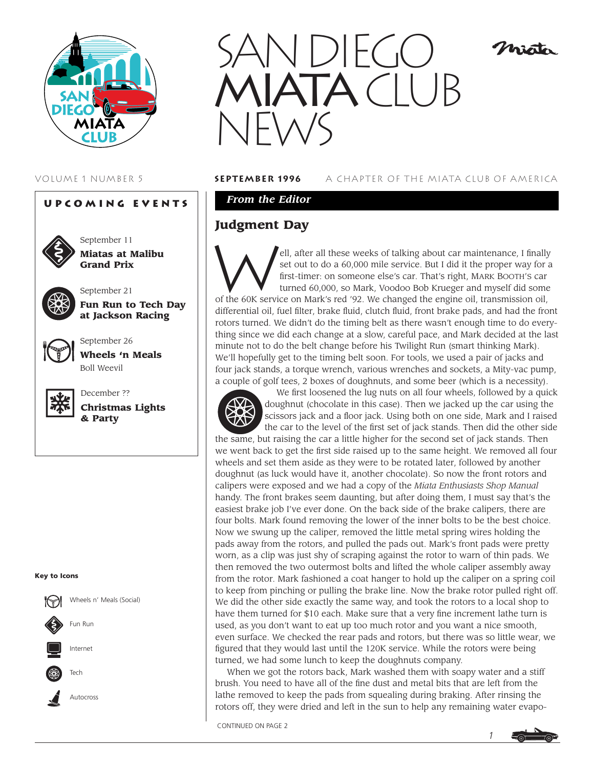# SAN DIEGO MIATA CLUB NEWS

VOLUME 1 NUMBER 5

**SEPTEMBER 1996** A CHAPTER OF THE MIATA CLUB OF AMERICA

## UPCOMING EVENTS

September 11
**Miatas at Malibu Grand Prix**

September 21
**Fun Run to Tech Day at Jackson Racing**

September 26
**Wheels 'n Meals**
Boll Weevil

December ??
**Christmas Lights & Party**

**Key to Icons**

- Wheels n' Meals (Social)
- Fun Run
- Internet
- Tech
- Autocross

***From the Editor***

## Judgment Day

Well, after all these weeks of talking about car maintenance, I finally set out to do a 60,000 mile service. But I did it the proper way for a first-timer: on someone else's car. That's right, MARK BOOTH'S car turned 60,000, so Mark, Voodoo Bob Krueger and myself did some of the 60K service on Mark's red '92. We changed the engine oil, transmission oil, differential oil, fuel filter, brake fluid, clutch fluid, front brake pads, and had the front rotors turned. We didn't do the timing belt as there wasn't enough time to do everything since we did each change at a slow, careful pace, and Mark decided at the last minute not to do the belt change before his Twilight Run (smart thinking Mark). We'll hopefully get to the timing belt soon. For tools, we used a pair of jacks and four jack stands, a torque wrench, various wrenches and sockets, a Mity-vac pump, a couple of golf tees, 2 boxes of doughnuts, and some beer (which is a necessity).

We first loosened the lug nuts on all four wheels, followed by a quick doughnut (chocolate in this case). Then we jacked up the car using the scissors jack and a floor jack. Using both on one side, Mark and I raised the car to the level of the first set of jack stands. Then did the other side the same, but raising the car a little higher for the second set of jack stands. Then we went back to get the first side raised up to the same height. We removed all four wheels and set them aside as they were to be rotated later, followed by another doughnut (as luck would have it, another chocolate). So now the front rotors and calipers were exposed and we had a copy of the *Miata Enthusiasts Shop Manual* handy. The front brakes seem daunting, but after doing them, I must say that's the easiest brake job I've ever done. On the back side of the brake calipers, there are four bolts. Mark found removing the lower of the inner bolts to be the best choice. Now we swung up the caliper, removed the little metal spring wires holding the pads away from the rotors, and pulled the pads out. Mark's front pads were pretty worn, as a clip was just shy of scraping against the rotor to warn of thin pads. We then removed the two outermost bolts and lifted the whole caliper assembly away from the rotor. Mark fashioned a coat hanger to hold up the caliper on a spring coil to keep from pinching or pulling the brake line. Now the brake rotor pulled right off. We did the other side exactly the same way, and took the rotors to a local shop to have them turned for $10 each. Make sure that a very fine increment lathe turn is used, as you don't want to eat up too much rotor and you want a nice smooth, even surface. We checked the rear pads and rotors, but there was so little wear, we figured that they would last until the 120K service. While the rotors were being turned, we had some lunch to keep the doughnuts company.

When we got the rotors back, Mark washed them with soapy water and a stiff brush. You need to have all of the fine dust and metal bits that are left from the lathe removed to keep the pads from squealing during braking. After rinsing the rotors off, they were dried and left in the sun to help any remaining water evapo-

CONTINUED ON PAGE 2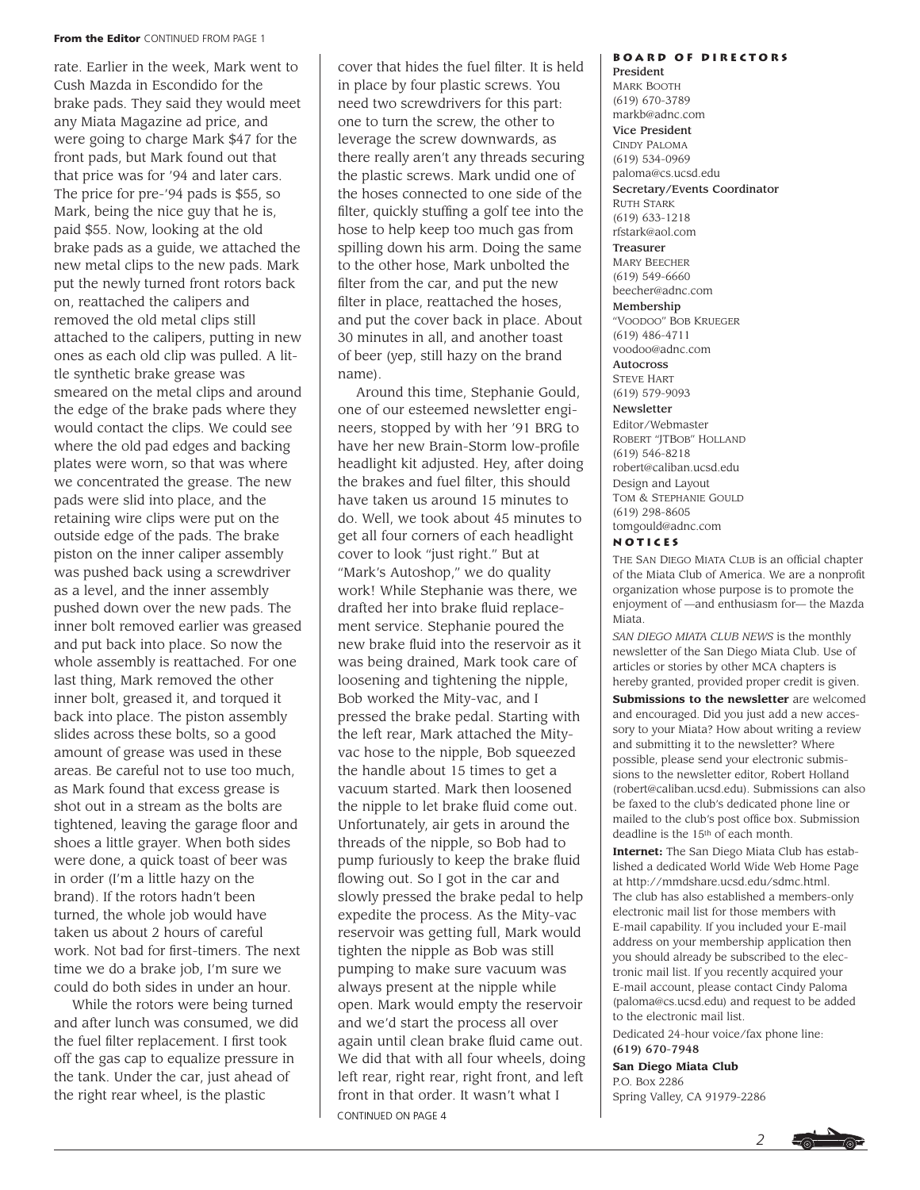**From the Editor** CONTINUED FROM PAGE 1

rate. Earlier in the week, Mark went to Cush Mazda in Escondido for the brake pads. They said they would meet any Miata Magazine ad price, and were going to charge Mark $47 for the front pads, but Mark found out that that price was for '94 and later cars. The price for pre-'94 pads is $55, so Mark, being the nice guy that he is, paid $55. Now, looking at the old brake pads as a guide, we attached the new metal clips to the new pads. Mark put the newly turned front rotors back on, reattached the calipers and removed the old metal clips still attached to the calipers, putting in new ones as each old clip was pulled. A little synthetic brake grease was smeared on the metal clips and around the edge of the brake pads where they would contact the clips. We could see where the old pad edges and backing plates were worn, so that was where we concentrated the grease. The new pads were slid into place, and the retaining wire clips were put on the outside edge of the pads. The brake piston on the inner caliper assembly was pushed back using a screwdriver as a level, and the inner assembly pushed down over the new pads. The inner bolt removed earlier was greased and put back into place. So now the whole assembly is reattached. For one last thing, Mark removed the other inner bolt, greased it, and torqued it back into place. The piston assembly slides across these bolts, so a good amount of grease was used in these areas. Be careful not to use too much, as Mark found that excess grease is shot out in a stream as the bolts are tightened, leaving the garage floor and shoes a little grayer. When both sides were done, a quick toast of beer was in order (I'm a little hazy on the brand). If the rotors hadn't been turned, the whole job would have taken us about 2 hours of careful work. Not bad for first-timers. The next time we do a brake job, I'm sure we could do both sides in under an hour.

While the rotors were being turned and after lunch was consumed, we did the fuel filter replacement. I first took off the gas cap to equalize pressure in the tank. Under the car, just ahead of the right rear wheel, is the plastic cover that hides the fuel filter. It is held in place by four plastic screws. You need two screwdrivers for this part: one to turn the screw, the other to leverage the screw downwards, as there really aren't any threads securing the plastic screws. Mark undid one of the hoses connected to one side of the filter, quickly stuffing a golf tee into the hose to help keep too much gas from spilling down his arm. Doing the same to the other hose, Mark unbolted the filter from the car, and put the new filter in place, reattached the hoses, and put the cover back in place. About 30 minutes in all, and another toast of beer (yep, still hazy on the brand name).

Around this time, Stephanie Gould, one of our esteemed newsletter engineers, stopped by with her '91 BRG to have her new Brain-Storm low-profile headlight kit adjusted. Hey, after doing the brakes and fuel filter, this should have taken us around 15 minutes to do. Well, we took about 45 minutes to get all four corners of each headlight cover to look "just right." But at "Mark's Autoshop," we do quality work! While Stephanie was there, we drafted her into brake fluid replacement service. Stephanie poured the new brake fluid into the reservoir as it was being drained, Mark took care of loosening and tightening the nipple, Bob worked the Mity-vac, and I pressed the brake pedal. Starting with the left rear, Mark attached the Mity-vac hose to the nipple, Bob squeezed the handle about 15 times to get a vacuum started. Mark then loosened the nipple to let brake fluid come out. Unfortunately, air gets in around the threads of the nipple, so Bob had to pump furiously to keep the brake fluid flowing out. So I got in the car and slowly pressed the brake pedal to help expedite the process. As the Mity-vac reservoir was getting full, Mark would tighten the nipple as Bob was still pumping to make sure vacuum was always present at the nipple while open. Mark would empty the reservoir and we'd start the process all over again until clean brake fluid came out. We did that with all four wheels, doing left rear, right rear, right front, and left front in that order. It wasn't what I

CONTINUED ON PAGE 4

## BOARD OF DIRECTORS

**President**
MARK BOOTH
(619) 670-3789
markb@adnc.com

**Vice President**
CINDY PALOMA
(619) 534-0969
paloma@cs.ucsd.edu

**Secretary/Events Coordinator**
RUTH STARK
(619) 633-1218
rfstark@aol.com

**Treasurer**
MARY BEECHER
(619) 549-6660
beecher@adnc.com

**Membership**
"VOODOO" BOB KRUEGER
(619) 486-4711
voodoo@adnc.com

**Autocross**
STEVE HART
(619) 579-9093

**Newsletter**
Editor/Webmaster
ROBERT "JTBOB" HOLLAND
(619) 546-8218
robert@caliban.ucsd.edu
Design and Layout
TOM & STEPHANIE GOULD
(619) 298-8605
tomgould@adnc.com

## NOTICES

THE SAN DIEGO MIATA CLUB is an official chapter of the Miata Club of America. We are a nonprofit organization whose purpose is to promote the enjoyment of —and enthusiasm for— the Mazda Miata.

*SAN DIEGO MIATA CLUB NEWS* is the monthly newsletter of the San Diego Miata Club. Use of articles or stories by other MCA chapters is hereby granted, provided proper credit is given.

**Submissions to the newsletter** are welcomed and encouraged. Did you just add a new accessory to your Miata? How about writing a review and submitting it to the newsletter? Where possible, please send your electronic submissions to the newsletter editor, Robert Holland (robert@caliban.ucsd.edu). Submissions can also be faxed to the club's dedicated phone line or mailed to the club's post office box. Submission deadline is the 15th of each month.

**Internet:** The San Diego Miata Club has established a dedicated World Wide Web Home Page at http://mmdshare.ucsd.edu/sdmc.html. The club has also established a members-only electronic mail list for those members with E-mail capability. If you included your E-mail address on your membership application then you should already be subscribed to the electronic mail list. If you recently acquired your E-mail account, please contact Cindy Paloma (paloma@cs.ucsd.edu) and request to be added to the electronic mail list.

Dedicated 24-hour voice/fax phone line:
**(619) 670-7948**

**San Diego Miata Club**
P.O. Box 2286
Spring Valley, CA 91979-2286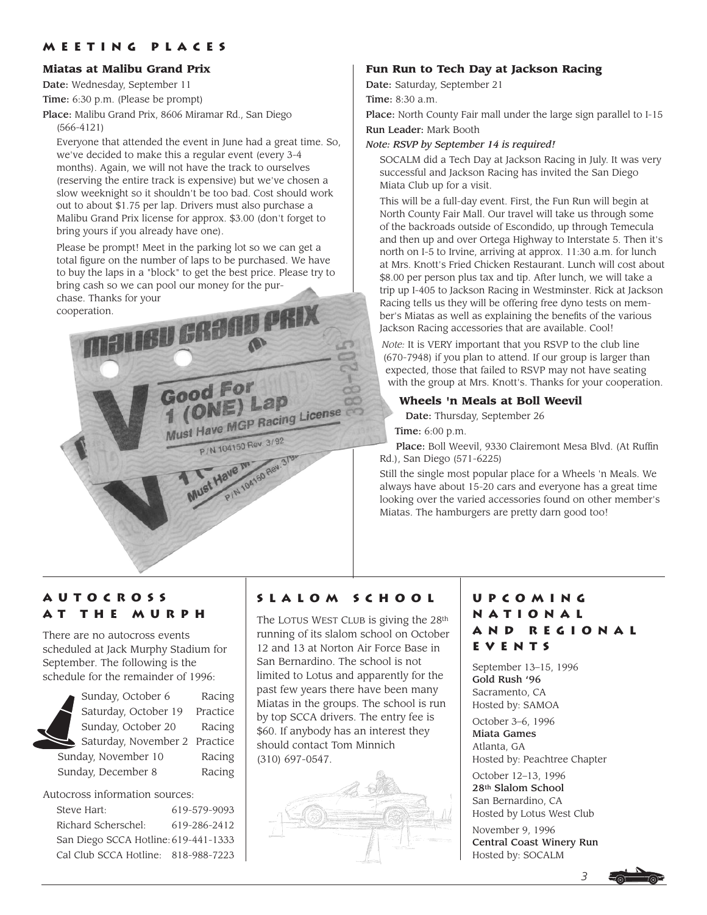## Meeting Places

### Miatas at Malibu Grand Prix

**Date:** Wednesday, September 11

**Time:** 6:30 p.m. (Please be prompt)

**Place:** Malibu Grand Prix, 8606 Miramar Rd., San Diego (566-4121)

Everyone that attended the event in June had a great time. So, we've decided to make this a regular event (every 3-4 months). Again, we will not have the track to ourselves (reserving the entire track is expensive) but we've chosen a slow weeknight so it shouldn't be too bad. Cost should work out to about $1.75 per lap. Drivers must also purchase a Malibu Grand Prix license for approx. $3.00 (don't forget to bring yours if you already have one).

Please be prompt! Meet in the parking lot so we can get a total figure on the number of laps to be purchased. We have to buy the laps in a "block" to get the best price. Please try to bring cash so we can pool our money for the purchase. Thanks for your cooperation.

### Fun Run to Tech Day at Jackson Racing

**Date:** Saturday, September 21

**Time:** 8:30 a.m.

**Place:** North County Fair mall under the large sign parallel to I-15

**Run Leader:** Mark Booth

*Note: RSVP by September 14 is required!*

SOCALM did a Tech Day at Jackson Racing in July. It was very successful and Jackson Racing has invited the San Diego Miata Club up for a visit.

This will be a full-day event. First, the Fun Run will begin at North County Fair Mall. Our travel will take us through some of the backroads outside of Escondido, up through Temecula and then up and over Ortega Highway to Interstate 5. Then it's north on I-5 to Irvine, arriving at approx. 11:30 a.m. for lunch at Mrs. Knott's Fried Chicken Restaurant. Lunch will cost about $8.00 per person plus tax and tip. After lunch, we will take a trip up I-405 to Jackson Racing in Westminster. Rick at Jackson Racing tells us they will be offering free dyno tests on member's Miatas as well as explaining the benefits of the various Jackson Racing accessories that are available. Cool!

*Note:* It is VERY important that you RSVP to the club line (670-7948) if you plan to attend. If our group is larger than expected, those that failed to RSVP may not have seating with the group at Mrs. Knott's. Thanks for your cooperation.

### Wheels 'n Meals at Boll Weevil

**Date:** Thursday, September 26

**Time:** 6:00 p.m.

**Place:** Boll Weevil, 9330 Clairemont Mesa Blvd. (At Ruffin Rd.), San Diego (571-6225)

Still the single most popular place for a Wheels 'n Meals. We always have about 15-20 cars and everyone has a great time looking over the varied accessories found on other member's Miatas. The hamburgers are pretty darn good too!

## Autocross at the Murph

There are no autocross events scheduled at Jack Murphy Stadium for September. The following is the schedule for the remainder of 1996:

| | |
|---|---|
| Sunday, October 6 | Racing |
| Saturday, October 19 | Practice |
| Sunday, October 20 | Racing |
| Saturday, November 2 | Practice |
| Sunday, November 10 | Racing |
| Sunday, December 8 | Racing |

Autocross information sources:

| | |
|---|---|
| Steve Hart: | 619-579-9093 |
| Richard Scherschel: | 619-286-2412 |
| San Diego SCCA Hotline: | 619-441-1333 |
| Cal Club SCCA Hotline: | 818-988-7223 |

## Slalom School

The LOTUS WEST CLUB is giving the 28th running of its slalom school on October 12 and 13 at Norton Air Force Base in San Bernardino. The school is not limited to Lotus and apparently for the past few years there have been many Miatas in the groups. The school is run by top SCCA drivers. The entry fee is $60. If anybody has an interest they should contact Tom Minnich (310) 697-0547.

## Upcoming National and Regional Events

September 13–15, 1996
**Gold Rush '96**
Sacramento, CA
Hosted by: SAMOA

October 3–6, 1996
**Miata Games**
Atlanta, GA
Hosted by: Peachtree Chapter

October 12–13, 1996
**28th Slalom School**
San Bernardino, CA
Hosted by Lotus West Club

November 9, 1996
**Central Coast Winery Run**
Hosted by: SOCALM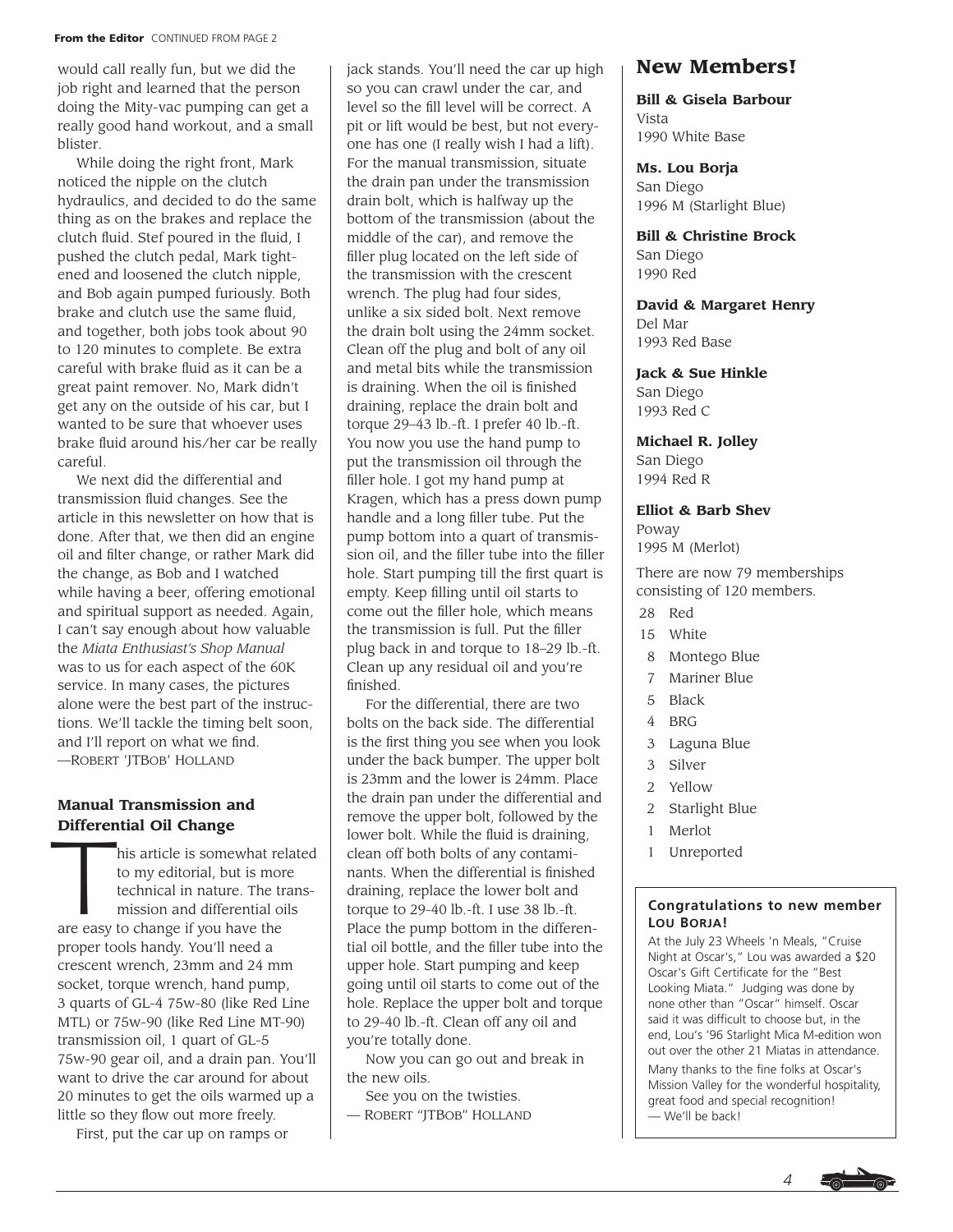**From the Editor** CONTINUED FROM PAGE 2

would call really fun, but we did the job right and learned that the person doing the Mity-vac pumping can get a really good hand workout, and a small blister.

While doing the right front, Mark noticed the nipple on the clutch hydraulics, and decided to do the same thing as on the brakes and replace the clutch fluid. Stef poured in the fluid, I pushed the clutch pedal, Mark tightened and loosened the clutch nipple, and Bob again pumped furiously. Both brake and clutch use the same fluid, and together, both jobs took about 90 to 120 minutes to complete. Be extra careful with brake fluid as it can be a great paint remover. No, Mark didn't get any on the outside of his car, but I wanted to be sure that whoever uses brake fluid around his/her car be really careful.

We next did the differential and transmission fluid changes. See the article in this newsletter on how that is done. After that, we then did an engine oil and filter change, or rather Mark did the change, as Bob and I watched while having a beer, offering emotional and spiritual support as needed. Again, I can't say enough about how valuable the *Miata Enthusiast's Shop Manual* was to us for each aspect of the 60K service. In many cases, the pictures alone were the best part of the instructions. We'll tackle the timing belt soon, and I'll report on what we find.
—ROBERT 'JTBOB' HOLLAND

### Manual Transmission and Differential Oil Change

This article is somewhat related to my editorial, but is more technical in nature. The transmission and differential oils are easy to change if you have the proper tools handy. You'll need a crescent wrench, 23mm and 24 mm socket, torque wrench, hand pump, 3 quarts of GL-4 75w-80 (like Red Line MTL) or 75w-90 (like Red Line MT-90) transmission oil, 1 quart of GL-5 75w-90 gear oil, and a drain pan. You'll want to drive the car around for about 20 minutes to get the oils warmed up a little so they flow out more freely.

First, put the car up on ramps or jack stands. You'll need the car up high so you can crawl under the car, and level so the fill level will be correct. A pit or lift would be best, but not everyone has one (I really wish I had a lift). For the manual transmission, situate the drain pan under the transmission drain bolt, which is halfway up the bottom of the transmission (about the middle of the car), and remove the filler plug located on the left side of the transmission with the crescent wrench. The plug had four sides, unlike a six sided bolt. Next remove the drain bolt using the 24mm socket. Clean off the plug and bolt of any oil and metal bits while the transmission is draining. When the oil is finished draining, replace the drain bolt and torque 29–43 lb.-ft. I prefer 40 lb.-ft. You now you use the hand pump to put the transmission oil through the filler hole. I got my hand pump at Kragen, which has a press down pump handle and a long filler tube. Put the pump bottom into a quart of transmission oil, and the filler tube into the filler hole. Start pumping till the first quart is empty. Keep filling until oil starts to come out the filler hole, which means the transmission is full. Put the filler plug back in and torque to 18–29 lb.-ft. Clean up any residual oil and you're finished.

For the differential, there are two bolts on the back side. The differential is the first thing you see when you look under the back bumper. The upper bolt is 23mm and the lower is 24mm. Place the drain pan under the differential and remove the upper bolt, followed by the lower bolt. While the fluid is draining, clean off both bolts of any contaminants. When the differential is finished draining, replace the lower bolt and torque to 29-40 lb.-ft. I use 38 lb.-ft. Place the pump bottom in the differential oil bottle, and the filler tube into the upper hole. Start pumping and keep going until oil starts to come out of the hole. Replace the upper bolt and torque to 29-40 lb.-ft. Clean off any oil and you're totally done.

Now you can go out and break in the new oils.

See you on the twisties.
— ROBERT "JTBOB" HOLLAND

## New Members!

**Bill & Gisela Barbour**
Vista
1990 White Base

**Ms. Lou Borja**
San Diego
1996 M (Starlight Blue)

**Bill & Christine Brock**
San Diego
1990 Red

**David & Margaret Henry**
Del Mar
1993 Red Base

**Jack & Sue Hinkle**
San Diego
1993 Red C

**Michael R. Jolley**
San Diego
1994 Red R

**Elliot & Barb Shev**
Poway
1995 M (Merlot)

There are now 79 memberships consisting of 120 members.

| | |
|---|---|
| 28 | Red |
| 15 | White |
| 8 | Montego Blue |
| 7 | Mariner Blue |
| 5 | Black |
| 4 | BRG |
| 3 | Laguna Blue |
| 3 | Silver |
| 2 | Yellow |
| 2 | Starlight Blue |
| 1 | Merlot |
| 1 | Unreported |

**Congratulations to new member LOU BORJA!**

At the July 23 Wheels 'n Meals, "Cruise Night at Oscar's," Lou was awarded a $20 Oscar's Gift Certificate for the "Best Looking Miata." Judging was done by none other than "Oscar" himself. Oscar said it was difficult to choose but, in the end, Lou's '96 Starlight Mica M-edition won out over the other 21 Miatas in attendance.

Many thanks to the fine folks at Oscar's Mission Valley for the wonderful hospitality, great food and special recognition!
— We'll be back!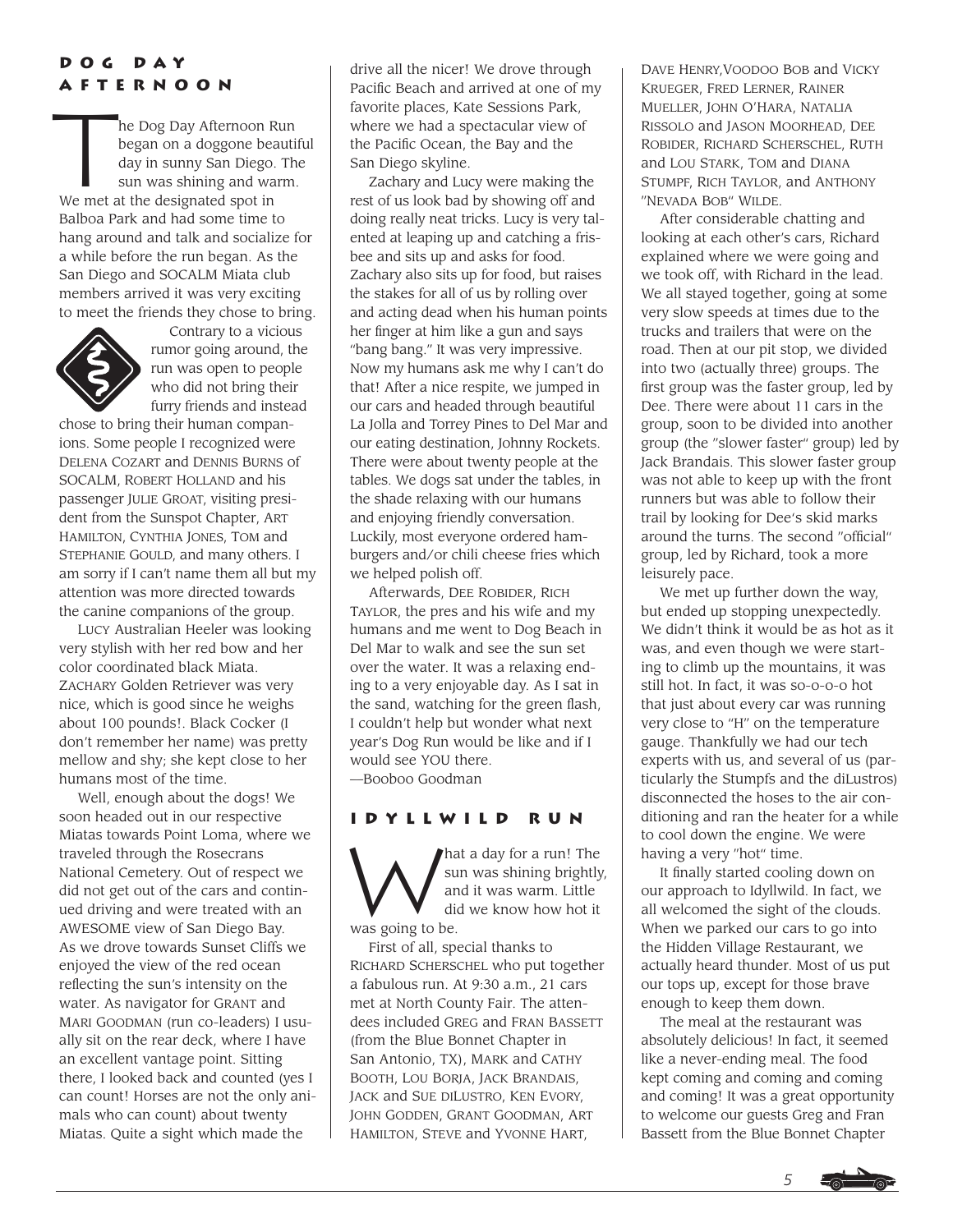## DOG DAY AFTERNOON

The Dog Day Afternoon Run began on a doggone beautiful day in sunny San Diego. The sun was shining and warm. We met at the designated spot in Balboa Park and had some time to hang around and talk and socialize for a while before the run began. As the San Diego and SOCALM Miata club members arrived it was very exciting to meet the friends they chose to bring.

Contrary to a vicious rumor going around, the run was open to people who did not bring their furry friends and instead chose to bring their human companions. Some people I recognized were DELENA COZART and DENNIS BURNS of SOCALM, ROBERT HOLLAND and his passenger JULIE GROAT, visiting president from the Sunspot Chapter, ART HAMILTON, CYNTHIA JONES, TOM and STEPHANIE GOULD, and many others. I am sorry if I can't name them all but my attention was more directed towards the canine companions of the group.

LUCY Australian Heeler was looking very stylish with her red bow and her color coordinated black Miata. ZACHARY Golden Retriever was very nice, which is good since he weighs about 100 pounds!. Black Cocker (I don't remember her name) was pretty mellow and shy; she kept close to her humans most of the time.

Well, enough about the dogs! We soon headed out in our respective Miatas towards Point Loma, where we traveled through the Rosecrans National Cemetery. Out of respect we did not get out of the cars and continued driving and were treated with an AWESOME view of San Diego Bay. As we drove towards Sunset Cliffs we enjoyed the view of the red ocean reflecting the sun's intensity on the water. As navigator for GRANT and MARI GOODMAN (run co-leaders) I usually sit on the rear deck, where I have an excellent vantage point. Sitting there, I looked back and counted (yes I can count! Horses are not the only animals who can count) about twenty Miatas. Quite a sight which made the drive all the nicer! We drove through Pacific Beach and arrived at one of my favorite places, Kate Sessions Park, where we had a spectacular view of the Pacific Ocean, the Bay and the San Diego skyline.

Zachary and Lucy were making the rest of us look bad by showing off and doing really neat tricks. Lucy is very talented at leaping up and catching a frisbee and sits up and asks for food. Zachary also sits up for food, but raises the stakes for all of us by rolling over and acting dead when his human points her finger at him like a gun and says "bang bang." It was very impressive. Now my humans ask me why I can't do that! After a nice respite, we jumped in our cars and headed through beautiful La Jolla and Torrey Pines to Del Mar and our eating destination, Johnny Rockets. There were about twenty people at the tables. We dogs sat under the tables, in the shade relaxing with our humans and enjoying friendly conversation. Luckily, most everyone ordered hamburgers and/or chili cheese fries which we helped polish off.

Afterwards, DEE ROBIDER, RICH TAYLOR, the pres and his wife and my humans and me went to Dog Beach in Del Mar to walk and see the sun set over the water. It was a relaxing ending to a very enjoyable day. As I sat in the sand, watching for the green flash, I couldn't help but wonder what next year's Dog Run would be like and if I would see YOU there.

—Booboo Goodman

## IDYLLWILD RUN

What a day for a run! The sun was shining brightly, and it was warm. Little did we know how hot it was going to be.

First of all, special thanks to RICHARD SCHERSCHEL who put together a fabulous run. At 9:30 a.m., 21 cars met at North County Fair. The attendees included GREG and FRAN BASSETT (from the Blue Bonnet Chapter in San Antonio, TX), MARK and CATHY BOOTH, LOU BORJA, JACK BRANDAIS, JACK and SUE DILUSTRO, KEN EVORY, JOHN GODDEN, GRANT GOODMAN, ART HAMILTON, STEVE and YVONNE HART, DAVE HENRY, VOODOO BOB and VICKY KRUEGER, FRED LERNER, RAINER MUELLER, JOHN O'HARA, NATALIA RISSOLO and JASON MOORHEAD, DEE ROBIDER, RICHARD SCHERSCHEL, RUTH and LOU STARK, TOM and DIANA STUMPF, RICH TAYLOR, and ANTHONY "NEVADA BOB" WILDE.

After considerable chatting and looking at each other's cars, Richard explained where we were going and we took off, with Richard in the lead. We all stayed together, going at some very slow speeds at times due to the trucks and trailers that were on the road. Then at our pit stop, we divided into two (actually three) groups. The first group was the faster group, led by Dee. There were about 11 cars in the group, soon to be divided into another group (the "slower faster" group) led by Jack Brandais. This slower faster group was not able to keep up with the front runners but was able to follow their trail by looking for Dee's skid marks around the turns. The second "official" group, led by Richard, took a more leisurely pace.

We met up further down the way, but ended up stopping unexpectedly. We didn't think it would be as hot as it was, and even though we were starting to climb up the mountains, it was still hot. In fact, it was so-o-o-o hot that just about every car was running very close to "H" on the temperature gauge. Thankfully we had our tech experts with us, and several of us (particularly the Stumpfs and the diLustros) disconnected the hoses to the air conditioning and ran the heater for a while to cool down the engine. We were having a very "hot" time.

It finally started cooling down on our approach to Idyllwild. In fact, we all welcomed the sight of the clouds. When we parked our cars to go into the Hidden Village Restaurant, we actually heard thunder. Most of us put our tops up, except for those brave enough to keep them down.

The meal at the restaurant was absolutely delicious! In fact, it seemed like a never-ending meal. The food kept coming and coming and coming and coming! It was a great opportunity to welcome our guests Greg and Fran Bassett from the Blue Bonnet Chapter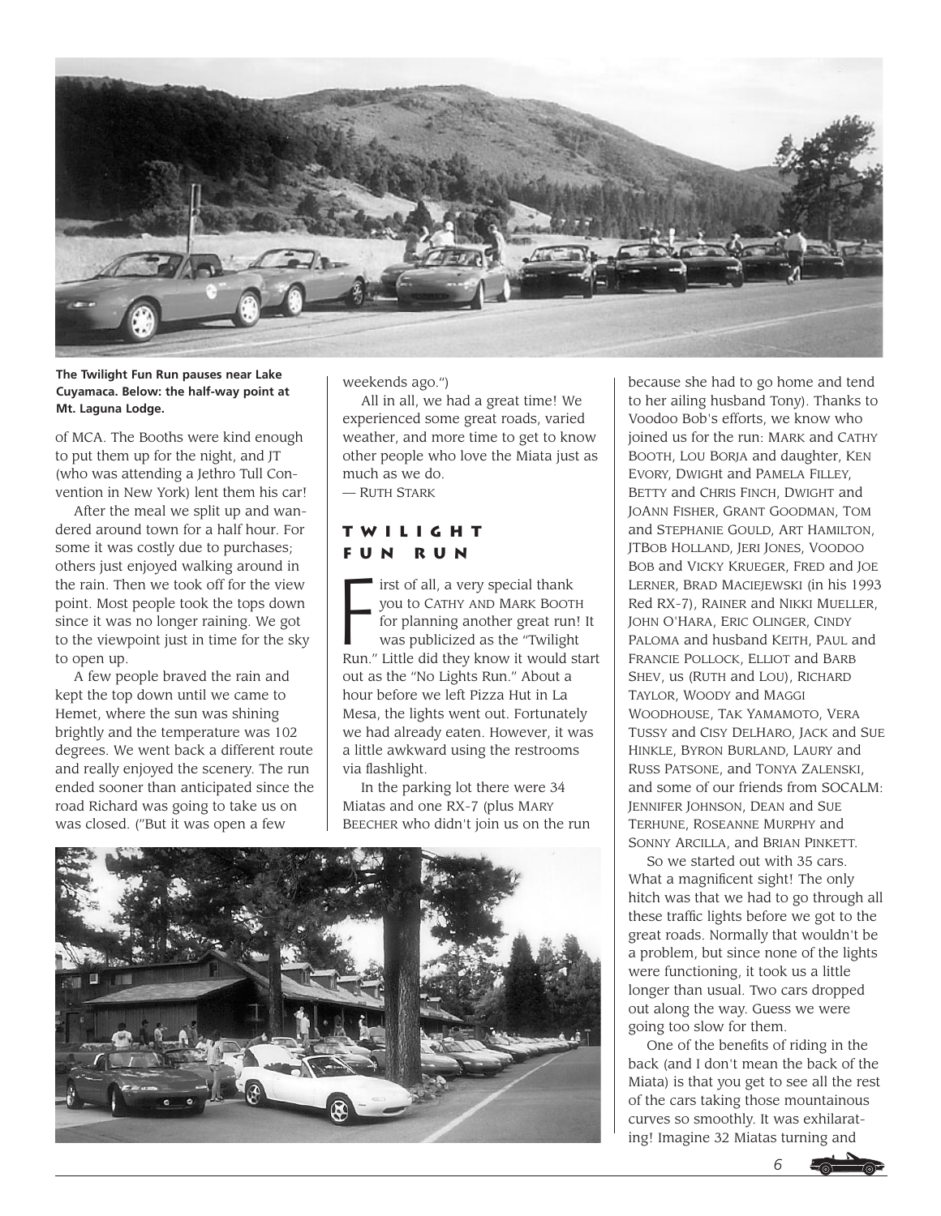**The Twilight Fun Run pauses near Lake Cuyamaca. Below: the half-way point at Mt. Laguna Lodge.**

of MCA. The Booths were kind enough to put them up for the night, and JT (who was attending a Jethro Tull Convention in New York) lent them his car!

After the meal we split up and wandered around town for a half hour. For some it was costly due to purchases; others just enjoyed walking around in the rain. Then we took off for the view point. Most people took the tops down since it was no longer raining. We got to the viewpoint just in time for the sky to open up.

A few people braved the rain and kept the top down until we came to Hemet, where the sun was shining brightly and the temperature was 102 degrees. We went back a different route and really enjoyed the scenery. The run ended sooner than anticipated since the road Richard was going to take us on was closed. ("But it was open a few weekends ago.")

All in all, we had a great time! We experienced some great roads, varied weather, and more time to get to know other people who love the Miata just as much as we do.

— Ruth Stark

## Twilight Fun Run

First of all, a very special thank you to Cathy and Mark Booth for planning another great run! It was publicized as the "Twilight Run." Little did they know it would start out as the "No Lights Run." About a hour before we left Pizza Hut in La Mesa, the lights went out. Fortunately we had already eaten. However, it was a little awkward using the restrooms via flashlight.

In the parking lot there were 34 Miatas and one RX-7 (plus Mary Beecher who didn't join us on the run because she had to go home and tend to her ailing husband Tony). Thanks to Voodoo Bob's efforts, we know who joined us for the run: Mark and Cathy Booth, Lou Borja and daughter, Ken Evory, Dwight and Pamela Filley, Betty and Chris Finch, Dwight and JoAnn Fisher, Grant Goodman, Tom and Stephanie Gould, Art Hamilton, JTBob Holland, Jeri Jones, Voodoo Bob and Vicky Krueger, Fred and Joe Lerner, Brad Maciejewski (in his 1993 Red RX-7), Rainer and Nikki Mueller, John O'Hara, Eric Olinger, Cindy Paloma and husband Keith, Paul and Francie Pollock, Elliot and Barb Shev, us (Ruth and Lou), Richard Taylor, Woody and Maggi Woodhouse, Tak Yamamoto, Vera Tussy and Cisy DelHaro, Jack and Sue Hinkle, Byron Burland, Laury and Russ Patsone, and Tonya Zalenski, and some of our friends from SOCALM: Jennifer Johnson, Dean and Sue Terhune, Roseanne Murphy and Sonny Arcilla, and Brian Pinkett.

So we started out with 35 cars. What a magnificent sight! The only hitch was that we had to go through all these traffic lights before we got to the great roads. Normally that wouldn't be a problem, but since none of the lights were functioning, it took us a little longer than usual. Two cars dropped out along the way. Guess we were going too slow for them.

One of the benefits of riding in the back (and I don't mean the back of the Miata) is that you get to see all the rest of the cars taking those mountainous curves so smoothly. It was exhilarating! Imagine 32 Miatas turning and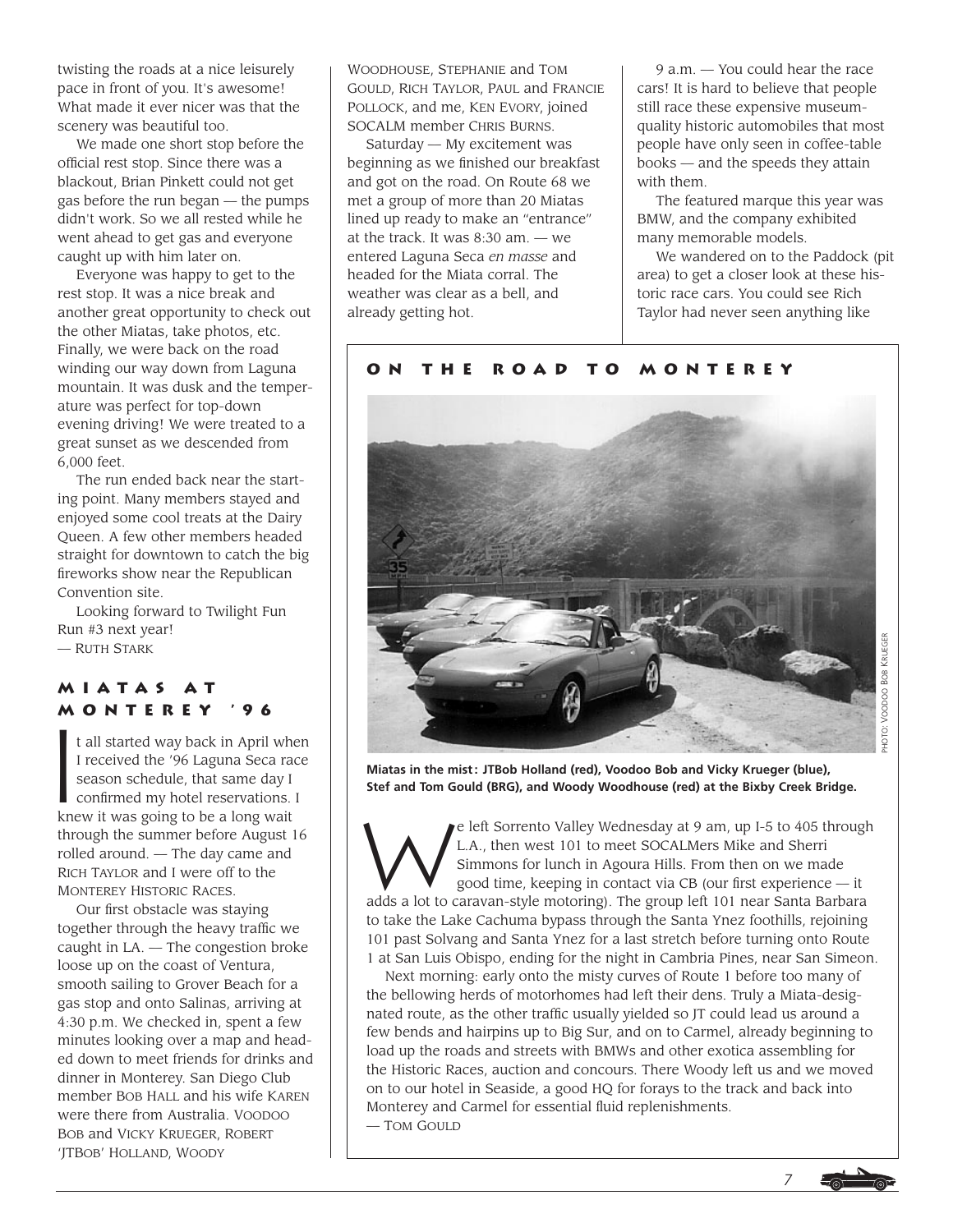twisting the roads at a nice leisurely pace in front of you. It's awesome! What made it ever nicer was that the scenery was beautiful too.

We made one short stop before the official rest stop. Since there was a blackout, Brian Pinkett could not get gas before the run began — the pumps didn't work. So we all rested while he went ahead to get gas and everyone caught up with him later on.

Everyone was happy to get to the rest stop. It was a nice break and another great opportunity to check out the other Miatas, take photos, etc. Finally, we were back on the road winding our way down from Laguna mountain. It was dusk and the temperature was perfect for top-down evening driving! We were treated to a great sunset as we descended from 6,000 feet.

The run ended back near the starting point. Many members stayed and enjoyed some cool treats at the Dairy Queen. A few other members headed straight for downtown to catch the big fireworks show near the Republican Convention site.

Looking forward to Twilight Fun Run #3 next year!

— Ruth Stark

## MIATAS AT MONTEREY '96

It all started way back in April when I received the '96 Laguna Seca race season schedule, that same day I confirmed my hotel reservations. I knew it was going to be a long wait through the summer before August 16 rolled around. — The day came and Rich Taylor and I were off to the Monterey Historic Races.

Our first obstacle was staying together through the heavy traffic we caught in LA. — The congestion broke loose up on the coast of Ventura, smooth sailing to Grover Beach for a gas stop and onto Salinas, arriving at 4:30 p.m. We checked in, spent a few minutes looking over a map and headed down to meet friends for drinks and dinner in Monterey. San Diego Club member Bob Hall and his wife Karen were there from Australia. Voodoo Bob and Vicky Krueger, Robert 'JTBob' Holland, Woody Woodhouse, Stephanie and Tom Gould, Rich Taylor, Paul and Francie Pollock, and me, Ken Evory, joined SOCALM member Chris Burns.

Saturday — My excitement was beginning as we finished our breakfast and got on the road. On Route 68 we met a group of more than 20 Miatas lined up ready to make an "entrance" at the track. It was 8:30 am. — we entered Laguna Seca *en masse* and headed for the Miata corral. The weather was clear as a bell, and already getting hot.

9 a.m. — You could hear the race cars! It is hard to believe that people still race these expensive museum-quality historic automobiles that most people have only seen in coffee-table books — and the speeds they attain with them.

The featured marque this year was BMW, and the company exhibited many memorable models.

We wandered on to the Paddock (pit area) to get a closer look at these historic race cars. You could see Rich Taylor had never seen anything like

## ON THE ROAD TO MONTEREY

PHOTO: VOODOO BOB KRUEGER

**Miatas in the mist: JTBob Holland (red), Voodoo Bob and Vicky Krueger (blue), Stef and Tom Gould (BRG), and Woody Woodhouse (red) at the Bixby Creek Bridge.**

We left Sorrento Valley Wednesday at 9 am, up I-5 to 405 through L.A., then west 101 to meet SOCALMers Mike and Sherri Simmons for lunch in Agoura Hills. From then on we made good time, keeping in contact via CB (our first experience — it adds a lot to caravan-style motoring). The group left 101 near Santa Barbara to take the Lake Cachuma bypass through the Santa Ynez foothills, rejoining 101 past Solvang and Santa Ynez for a last stretch before turning onto Route 1 at San Luis Obispo, ending for the night in Cambria Pines, near San Simeon.

Next morning: early onto the misty curves of Route 1 before too many of the bellowing herds of motorhomes had left their dens. Truly a Miata-designated route, as the other traffic usually yielded so JT could lead us around a few bends and hairpins up to Big Sur, and on to Carmel, already beginning to load up the roads and streets with BMWs and other exotica assembling for the Historic Races, auction and concours. There Woody left us and we moved on to our hotel in Seaside, a good HQ for forays to the track and back into Monterey and Carmel for essential fluid replenishments.

— Tom Gould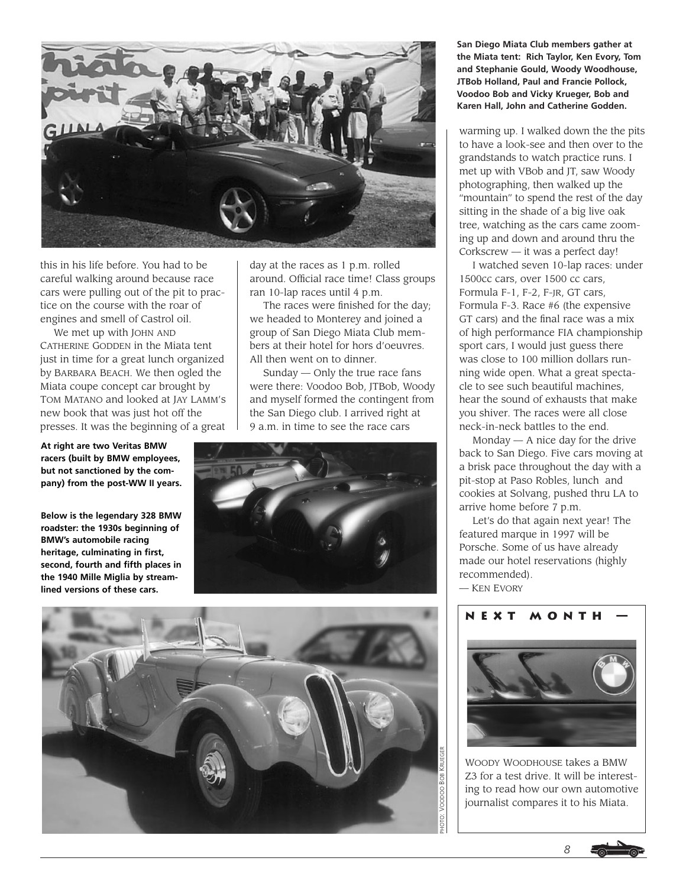**San Diego Miata Club members gather at the Miata tent: Rich Taylor, Ken Evory, Tom and Stephanie Gould, Woody Woodhouse, JTBob Holland, Paul and Francie Pollock, Voodoo Bob and Vicky Krueger, Bob and Karen Hall, John and Catherine Godden.**

this in his life before. You had to be careful walking around because race cars were pulling out of the pit to practice on the course with the roar of engines and smell of Castrol oil.

We met up with JOHN AND CATHERINE GODDEN in the Miata tent just in time for a great lunch organized by BARBARA BEACH. We then ogled the Miata coupe concept car brought by TOM MATANO and looked at JAY LAMM's new book that was just hot off the presses. It was the beginning of a great day at the races as 1 p.m. rolled around. Official race time! Class groups ran 10-lap races until 4 p.m.

The races were finished for the day; we headed to Monterey and joined a group of San Diego Miata Club members at their hotel for hors d'oeuvres. All then went on to dinner.

Sunday — Only the true race fans were there: Voodoo Bob, JTBob, Woody and myself formed the contingent from the San Diego club. I arrived right at 9 a.m. in time to see the race cars warming up. I walked down the the pits to have a look-see and then over to the grandstands to watch practice runs. I met up with VBob and JT, saw Woody photographing, then walked up the "mountain" to spend the rest of the day sitting in the shade of a big live oak tree, watching as the cars came zooming up and down and around thru the Corkscrew — it was a perfect day!

I watched seven 10-lap races: under 1500cc cars, over 1500 cc cars, Formula F-1, F-2, F-JR, GT cars, Formula F-3. Race #6 (the expensive GT cars) and the final race was a mix of high performance FIA championship sport cars, I would just guess there was close to 100 million dollars running wide open. What a great spectacle to see such beautiful machines, hear the sound of exhausts that make you shiver. The races were all close neck-in-neck battles to the end.

Monday — A nice day for the drive back to San Diego. Five cars moving at a brisk pace throughout the day with a pit-stop at Paso Robles, lunch and cookies at Solvang, pushed thru LA to arrive home before 7 p.m.

Let's do that again next year! The featured marque in 1997 will be Porsche. Some of us have already made our hotel reservations (highly recommended).

— KEN EVORY

**At right are two Veritas BMW racers (built by BMW employees, but not sanctioned by the company) from the post-WW II years.**

**Below is the legendary 328 BMW roadster: the 1930s beginning of BMW's automobile racing heritage, culminating in first, second, fourth and fifth places in the 1940 Mille Miglia by streamlined versions of these cars.**

PHOTO: VOODOO BOB KRUEGER

**NEXT MONTH —**

WOODY WOODHOUSE takes a BMW Z3 for a test drive. It will be interesting to read how our own automotive journalist compares it to his Miata.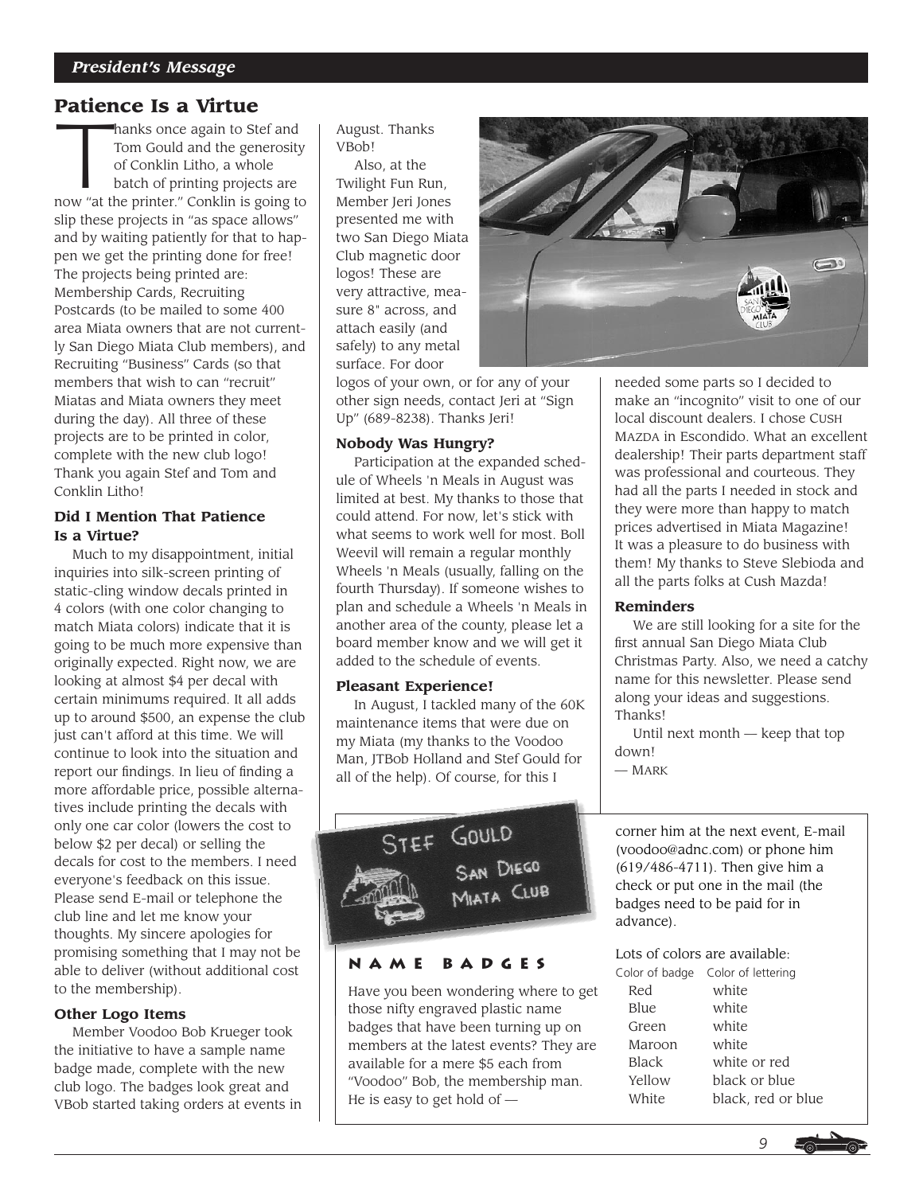## President's Message

# Patience Is a Virtue

Thanks once again to Stef and Tom Gould and the generosity of Conklin Litho, a whole batch of printing projects are now "at the printer." Conklin is going to slip these projects in "as space allows" and by waiting patiently for that to happen we get the printing done for free! The projects being printed are: Membership Cards, Recruiting Postcards (to be mailed to some 400 area Miata owners that are not currently San Diego Miata Club members), and Recruiting "Business" Cards (so that members that wish to can "recruit" Miatas and Miata owners they meet during the day). All three of these projects are to be printed in color, complete with the new club logo! Thank you again Stef and Tom and Conklin Litho!

### Did I Mention That Patience Is a Virtue?

Much to my disappointment, initial inquiries into silk-screen printing of static-cling window decals printed in 4 colors (with one color changing to match Miata colors) indicate that it is going to be much more expensive than originally expected. Right now, we are looking at almost $4 per decal with certain minimums required. It all adds up to around $500, an expense the club just can't afford at this time. We will continue to look into the situation and report our findings. In lieu of finding a more affordable price, possible alternatives include printing the decals with only one car color (lowers the cost to below $2 per decal) or selling the decals for cost to the members. I need everyone's feedback on this issue. Please send E-mail or telephone the club line and let me know your thoughts. My sincere apologies for promising something that I may not be able to deliver (without additional cost to the membership).

### Other Logo Items

Member Voodoo Bob Krueger took the initiative to have a sample name badge made, complete with the new club logo. The badges look great and VBob started taking orders at events in August. Thanks VBob!

Also, at the Twilight Fun Run, Member Jeri Jones presented me with two San Diego Miata Club magnetic door logos! These are very attractive, measure 8" across, and attach easily (and safely) to any metal surface. For door logos of your own, or for any of your other sign needs, contact Jeri at "Sign Up" (689-8238). Thanks Jeri!

### Nobody Was Hungry?

Participation at the expanded schedule of Wheels 'n Meals in August was limited at best. My thanks to those that could attend. For now, let's stick with what seems to work well for most. Boll Weevil will remain a regular monthly Wheels 'n Meals (usually, falling on the fourth Thursday). If someone wishes to plan and schedule a Wheels 'n Meals in another area of the county, please let a board member know and we will get it added to the schedule of events.

### Pleasant Experience!

In August, I tackled many of the 60K maintenance items that were due on my Miata (my thanks to the Voodoo Man, JTBob Holland and Stef Gould for all of the help). Of course, for this I needed some parts so I decided to make an "incognito" visit to one of our local discount dealers. I chose Cush Mazda in Escondido. What an excellent dealership! Their parts department staff was professional and courteous. They had all the parts I needed in stock and they were more than happy to match prices advertised in Miata Magazine! It was a pleasure to do business with them! My thanks to Steve Slebioda and all the parts folks at Cush Mazda!

### Reminders

We are still looking for a site for the first annual San Diego Miata Club Christmas Party. Also, we need a catchy name for this newsletter. Please send along your ideas and suggestions. Thanks!

Until next month — keep that top down!

— Mark

STEF GOULD
SAN DIEGO MIATA CLUB

## Name Badges

Have you been wondering where to get those nifty engraved plastic name badges that have been turning up on members at the latest events? They are available for a mere $5 each from "Voodoo" Bob, the membership man. He is easy to get hold of — corner him at the next event, E-mail (voodoo@adnc.com) or phone him (619/486-4711). Then give him a check or put one in the mail (the badges need to be paid for in advance).

Lots of colors are available:

| Color of badge | Color of lettering |
|---|---|
| Red | white |
| Blue | white |
| Green | white |
| Maroon | white |
| Black | white or red |
| Yellow | black or blue |
| White | black, red or blue |